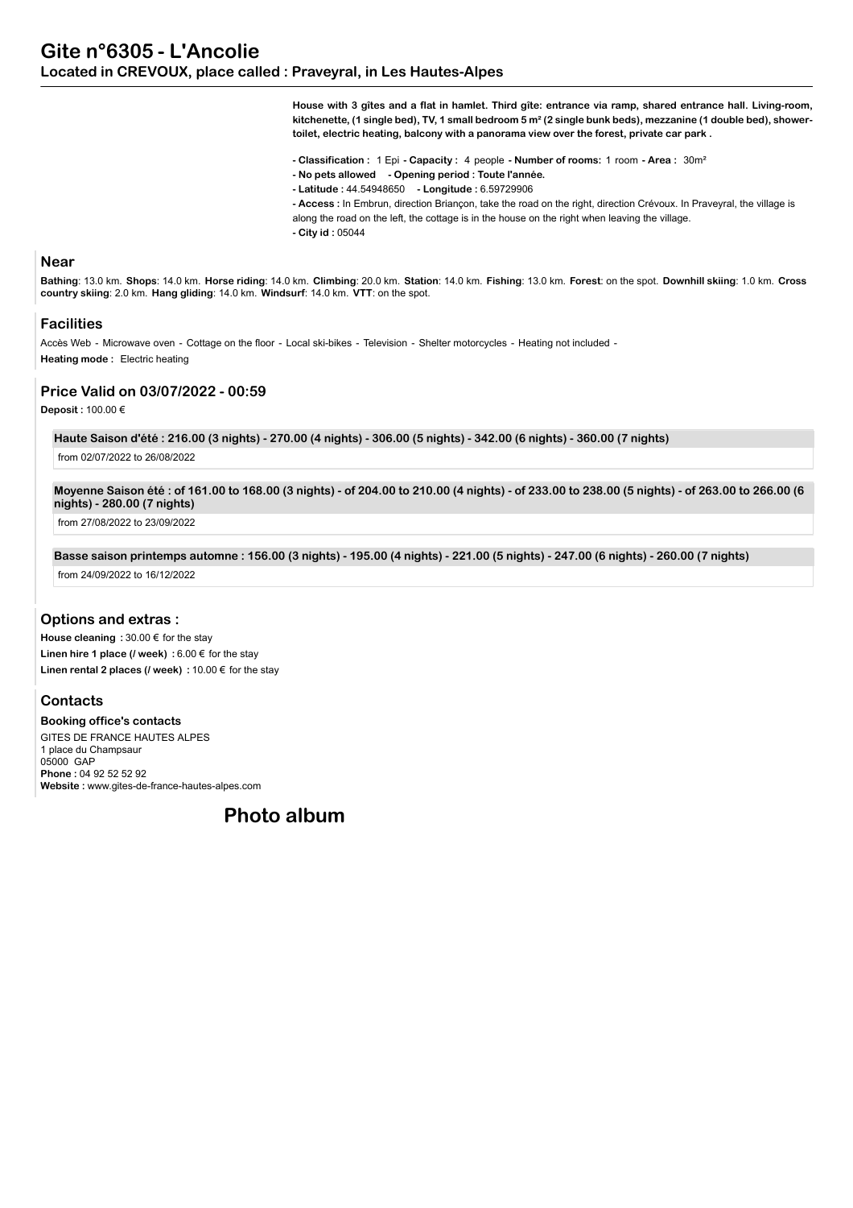# Gite n°6305 - L'Ancolie

## Located in CREVOUX, place called : Praveyral, in Les Hautes-Alpes

**House with 3 gîtes and a flat in hamlet. Third gîte: entrance via ramp, shared entrance hall. Living-room, kitchenette, (1 single bed), TV, 1 small bedroom 5 m² (2 single bunk beds), mezzanine (1 double bed), shower-toilet, electric heating, balcony with a panorama view over the forest, private car park .**

**- Classification :** 1 Epi **- Capacity :** 4 people **- Number of rooms:** 1 room **- Area :** 30m²
**- No pets allowed - Opening period : Toute l'année.**
**- Latitude :** 44.54948650 **- Longitude :** 6.59729906
**- Access :** In Embrun, direction Briançon, take the road on the right, direction Crévoux. In Praveyral, the village is along the road on the left, the cottage is in the house on the right when leaving the village.
**- City id :** 05044

## Near

**Bathing**: 13.0 km. **Shops**: 14.0 km. **Horse riding**: 14.0 km. **Climbing**: 20.0 km. **Station**: 14.0 km. **Fishing**: 13.0 km. **Forest**: on the spot. **Downhill skiing**: 1.0 km. **Cross country skiing**: 2.0 km. **Hang gliding**: 14.0 km. **Windsurf**: 14.0 km. **VTT**: on the spot.

## Facilities

Accès Web - Microwave oven - Cottage on the floor - Local ski-bikes - Television - Shelter motorcycles - Heating not included -
**Heating mode :** Electric heating

## Price Valid on 03/07/2022 - 00:59

**Deposit :** 100.00 €

**Haute Saison d'été : 216.00 (3 nights) - 270.00 (4 nights) - 306.00 (5 nights) - 342.00 (6 nights) - 360.00 (7 nights)**

from 02/07/2022 to 26/08/2022

**Moyenne Saison été : of 161.00 to 168.00 (3 nights) - of 204.00 to 210.00 (4 nights) - of 233.00 to 238.00 (5 nights) - of 263.00 to 266.00 (6 nights) - 280.00 (7 nights)**

from 27/08/2022 to 23/09/2022

**Basse saison printemps automne : 156.00 (3 nights) - 195.00 (4 nights) - 221.00 (5 nights) - 247.00 (6 nights) - 260.00 (7 nights)**

from 24/09/2022 to 16/12/2022

## Options and extras :

**House cleaning :** 30.00 € for the stay
**Linen hire 1 place (/ week) :** 6.00 € for the stay
**Linen rental 2 places (/ week) :** 10.00 € for the stay

## Contacts

**Booking office's contacts**
GITES DE FRANCE HAUTES ALPES
1 place du Champsaur
05000 GAP
**Phone :** 04 92 52 52 92
**Website :** www.gites-de-france-hautes-alpes.com

## Photo album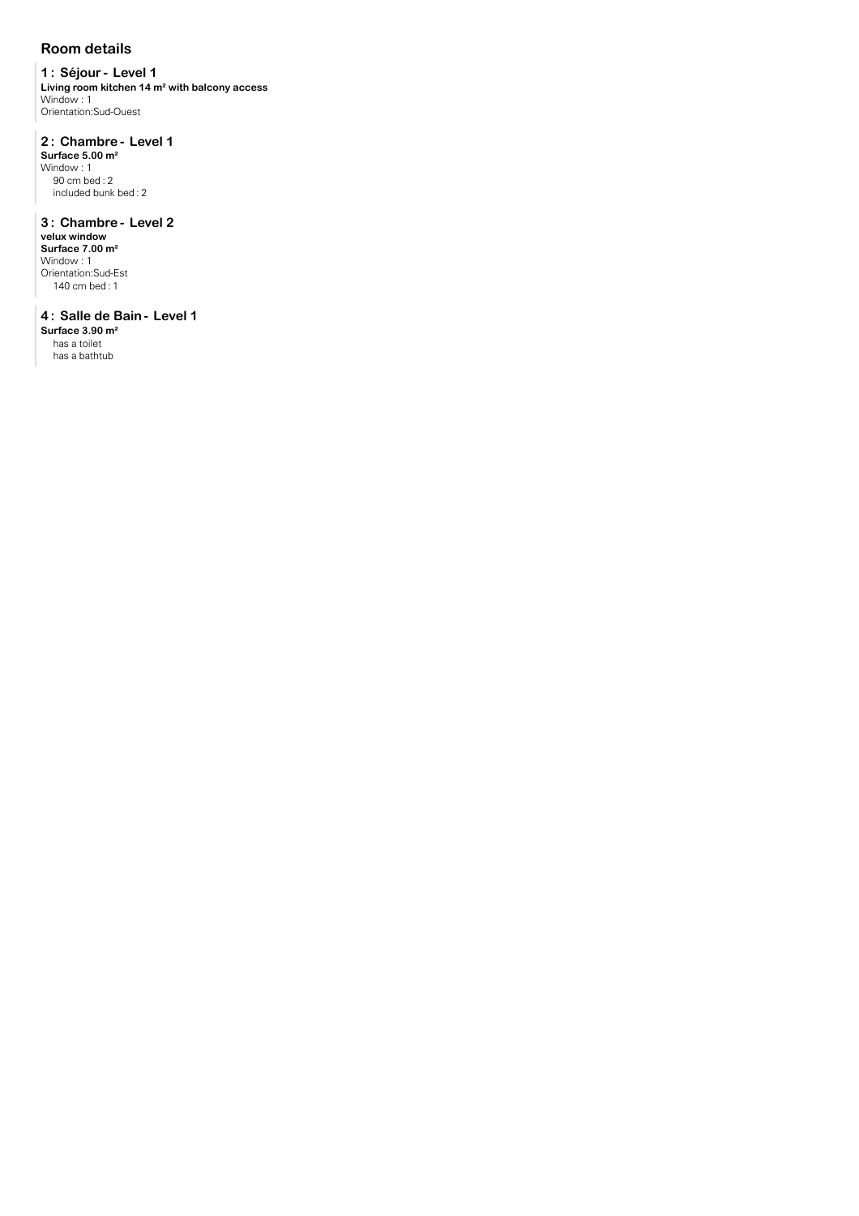## Room details

### 1 : Séjour - Level 1

**Living room kitchen 14 m² with balcony access**
Window : 1
Orientation:Sud-Ouest

### 2 : Chambre - Level 1

**Surface 5.00 m²**
Window : 1
- 90 cm bed : 2
- included bunk bed : 2

### 3 : Chambre - Level 2

**velux window**
**Surface 7.00 m²**
Window : 1
Orientation:Sud-Est
- 140 cm bed : 1

### 4 : Salle de Bain - Level 1

**Surface 3.90 m²**
- has a toilet
- has a bathtub